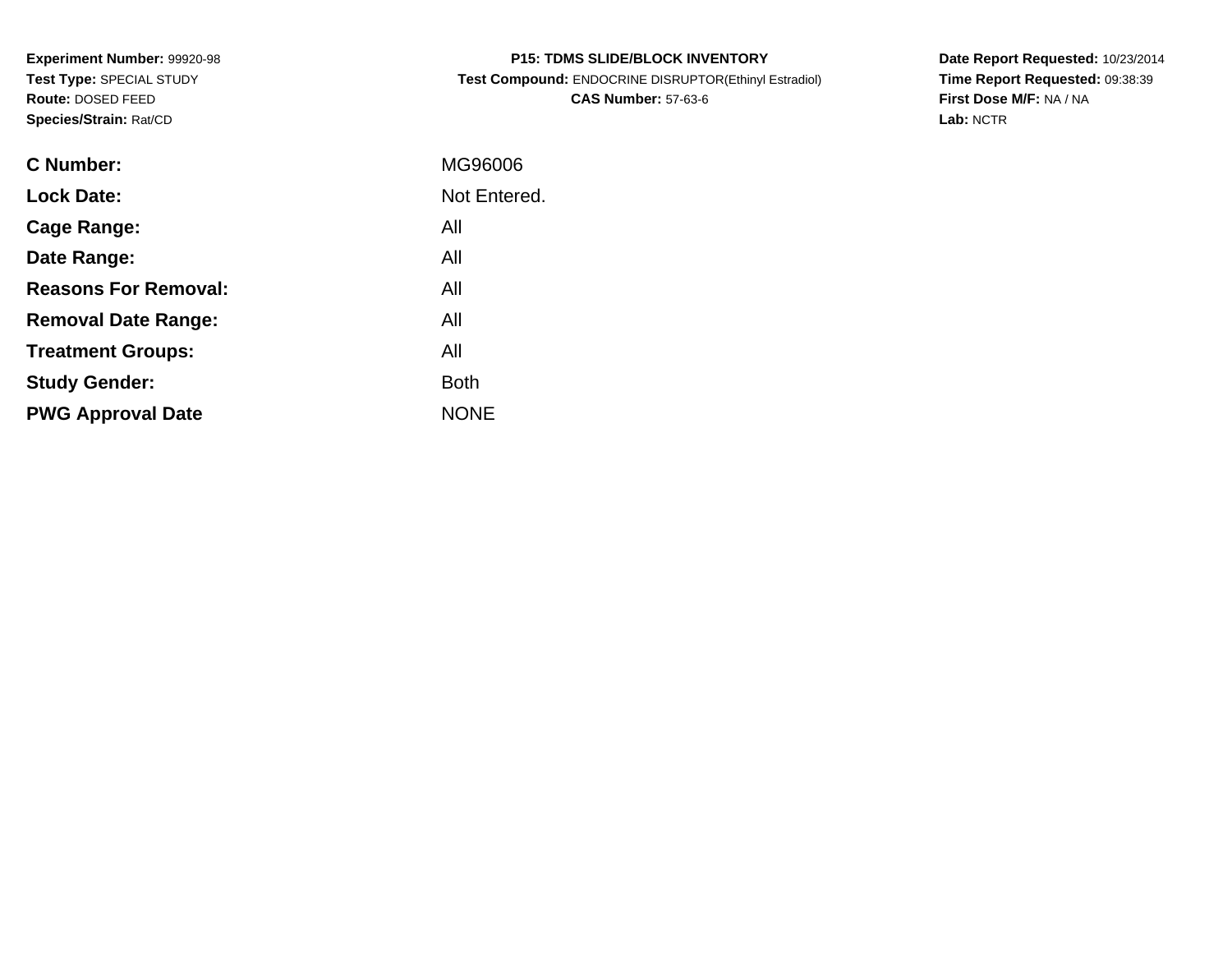**Experiment Number:** 99920-98
**Test Type:** SPECIAL STUDY
**Route:** DOSED FEED
**Species/Strain:** Rat/CD

# P15: TDMS SLIDE/BLOCK INVENTORY

**Test Compound:** ENDOCRINE DISRUPTOR(Ethinyl Estradiol)
**CAS Number:** 57-63-6

**Date Report Requested:** 10/23/2014
**Time Report Requested:** 09:38:39
**First Dose M/F:** NA / NA
**Lab:** NCTR

| | |
|---|---|
| **C Number:** | MG96006 |
| **Lock Date:** | Not Entered. |
| **Cage Range:** | All |
| **Date Range:** | All |
| **Reasons For Removal:** | All |
| **Removal Date Range:** | All |
| **Treatment Groups:** | All |
| **Study Gender:** | Both |
| **PWG Approval Date** | NONE |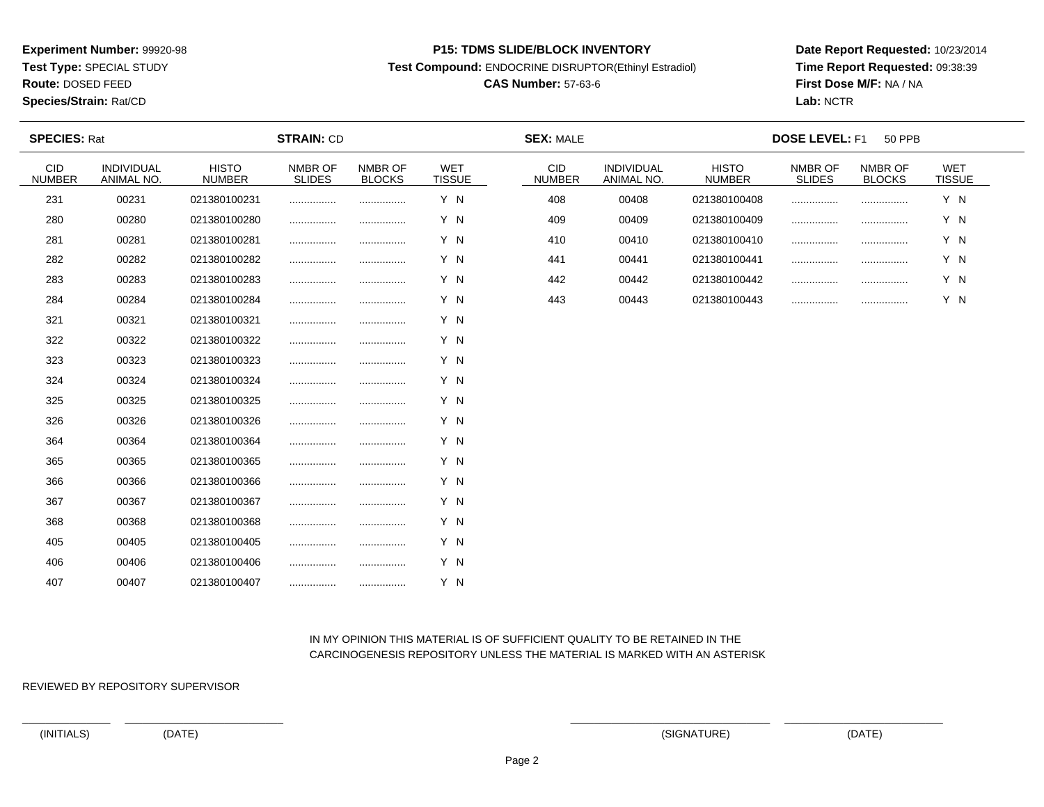**Experiment Number:** 99920-98
**Test Type:** SPECIAL STUDY
**Route:** DOSED FEED
**Species/Strain:** Rat/CD

**P15: TDMS SLIDE/BLOCK INVENTORY**
**Test Compound:** ENDOCRINE DISRUPTOR(Ethinyl Estradiol)
**CAS Number:** 57-63-6

**Date Report Requested:** 10/23/2014
**Time Report Requested:** 09:38:39
**First Dose M/F:** NA / NA
**Lab:** NCTR

**SPECIES:** Rat **STRAIN:** CD **SEX:** MALE **DOSE LEVEL:** F1 50 PPB

| CID NUMBER | INDIVIDUAL ANIMAL NO. | HISTO NUMBER | NMBR OF SLIDES | NMBR OF BLOCKS | WET TISSUE |
|---|---|---|---|---|---|
| 231 | 00231 | 021380100231 | ................ | ................ | Y N |
| 280 | 00280 | 021380100280 | ................ | ................ | Y N |
| 281 | 00281 | 021380100281 | ................ | ................ | Y N |
| 282 | 00282 | 021380100282 | ................ | ................ | Y N |
| 283 | 00283 | 021380100283 | ................ | ................ | Y N |
| 284 | 00284 | 021380100284 | ................ | ................ | Y N |
| 321 | 00321 | 021380100321 | ................ | ................ | Y N |
| 322 | 00322 | 021380100322 | ................ | ................ | Y N |
| 323 | 00323 | 021380100323 | ................ | ................ | Y N |
| 324 | 00324 | 021380100324 | ................ | ................ | Y N |
| 325 | 00325 | 021380100325 | ................ | ................ | Y N |
| 326 | 00326 | 021380100326 | ................ | ................ | Y N |
| 364 | 00364 | 021380100364 | ................ | ................ | Y N |
| 365 | 00365 | 021380100365 | ................ | ................ | Y N |
| 366 | 00366 | 021380100366 | ................ | ................ | Y N |
| 367 | 00367 | 021380100367 | ................ | ................ | Y N |
| 368 | 00368 | 021380100368 | ................ | ................ | Y N |
| 405 | 00405 | 021380100405 | ................ | ................ | Y N |
| 406 | 00406 | 021380100406 | ................ | ................ | Y N |
| 407 | 00407 | 021380100407 | ................ | ................ | Y N |
| 408 | 00408 | 021380100408 | ................ | ................ | Y N |
| 409 | 00409 | 021380100409 | ................ | ................ | Y N |
| 410 | 00410 | 021380100410 | ................ | ................ | Y N |
| 441 | 00441 | 021380100441 | ................ | ................ | Y N |
| 442 | 00442 | 021380100442 | ................ | ................ | Y N |
| 443 | 00443 | 021380100443 | ................ | ................ | Y N |

IN MY OPINION THIS MATERIAL IS OF SUFFICIENT QUALITY TO BE RETAINED IN THE CARCINOGENESIS REPOSITORY UNLESS THE MATERIAL IS MARKED WITH AN ASTERISK

REVIEWED BY REPOSITORY SUPERVISOR

_______________ _______________________
(INITIALS) (DATE)

_______________________ _______________________
(SIGNATURE) (DATE)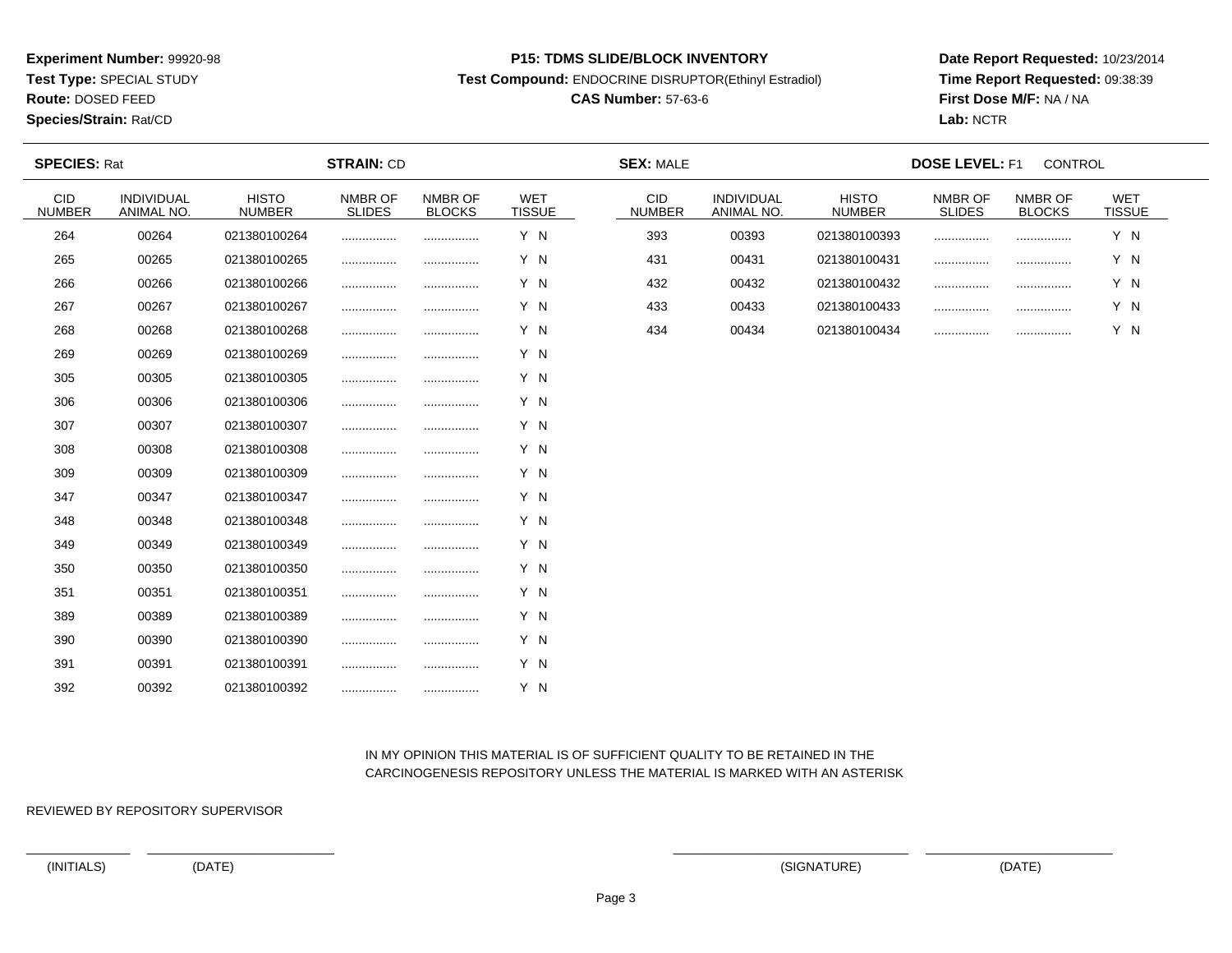**Experiment Number:** 99920-98
**Test Type:** SPECIAL STUDY
**Route:** DOSED FEED
**Species/Strain:** Rat/CD

**P15: TDMS SLIDE/BLOCK INVENTORY**
**Test Compound:** ENDOCRINE DISRUPTOR(Ethinyl Estradiol)
**CAS Number:** 57-63-6

**Date Report Requested:** 10/23/2014
**Time Report Requested:** 09:38:39
**First Dose M/F:** NA / NA
**Lab:** NCTR

**SPECIES:** Rat **STRAIN:** CD **SEX:** MALE **DOSE LEVEL:** F1 CONTROL

| CID NUMBER | INDIVIDUAL ANIMAL NO. | HISTO NUMBER | NMBR OF SLIDES | NMBR OF BLOCKS | WET TISSUE | CID NUMBER | INDIVIDUAL ANIMAL NO. | HISTO NUMBER | NMBR OF SLIDES | NMBR OF BLOCKS | WET TISSUE |
|---|---|---|---|---|---|---|---|---|---|---|---|
| 264 | 00264 | 021380100264 | ................ | ................ | Y N | 393 | 00393 | 021380100393 | ................ | ................ | Y N |
| 265 | 00265 | 021380100265 | ................ | ................ | Y N | 431 | 00431 | 021380100431 | ................ | ................ | Y N |
| 266 | 00266 | 021380100266 | ................ | ................ | Y N | 432 | 00432 | 021380100432 | ................ | ................ | Y N |
| 267 | 00267 | 021380100267 | ................ | ................ | Y N | 433 | 00433 | 021380100433 | ................ | ................ | Y N |
| 268 | 00268 | 021380100268 | ................ | ................ | Y N | 434 | 00434 | 021380100434 | ................ | ................ | Y N |
| 269 | 00269 | 021380100269 | ................ | ................ | Y N | | | | | | |
| 305 | 00305 | 021380100305 | ................ | ................ | Y N | | | | | | |
| 306 | 00306 | 021380100306 | ................ | ................ | Y N | | | | | | |
| 307 | 00307 | 021380100307 | ................ | ................ | Y N | | | | | | |
| 308 | 00308 | 021380100308 | ................ | ................ | Y N | | | | | | |
| 309 | 00309 | 021380100309 | ................ | ................ | Y N | | | | | | |
| 347 | 00347 | 021380100347 | ................ | ................ | Y N | | | | | | |
| 348 | 00348 | 021380100348 | ................ | ................ | Y N | | | | | | |
| 349 | 00349 | 021380100349 | ................ | ................ | Y N | | | | | | |
| 350 | 00350 | 021380100350 | ................ | ................ | Y N | | | | | | |
| 351 | 00351 | 021380100351 | ................ | ................ | Y N | | | | | | |
| 389 | 00389 | 021380100389 | ................ | ................ | Y N | | | | | | |
| 390 | 00390 | 021380100390 | ................ | ................ | Y N | | | | | | |
| 391 | 00391 | 021380100391 | ................ | ................ | Y N | | | | | | |
| 392 | 00392 | 021380100392 | ................ | ................ | Y N | | | | | | |

IN MY OPINION THIS MATERIAL IS OF SUFFICIENT QUALITY TO BE RETAINED IN THE CARCINOGENESIS REPOSITORY UNLESS THE MATERIAL IS MARKED WITH AN ASTERISK

REVIEWED BY REPOSITORY SUPERVISOR

(INITIALS) (DATE) (SIGNATURE) (DATE)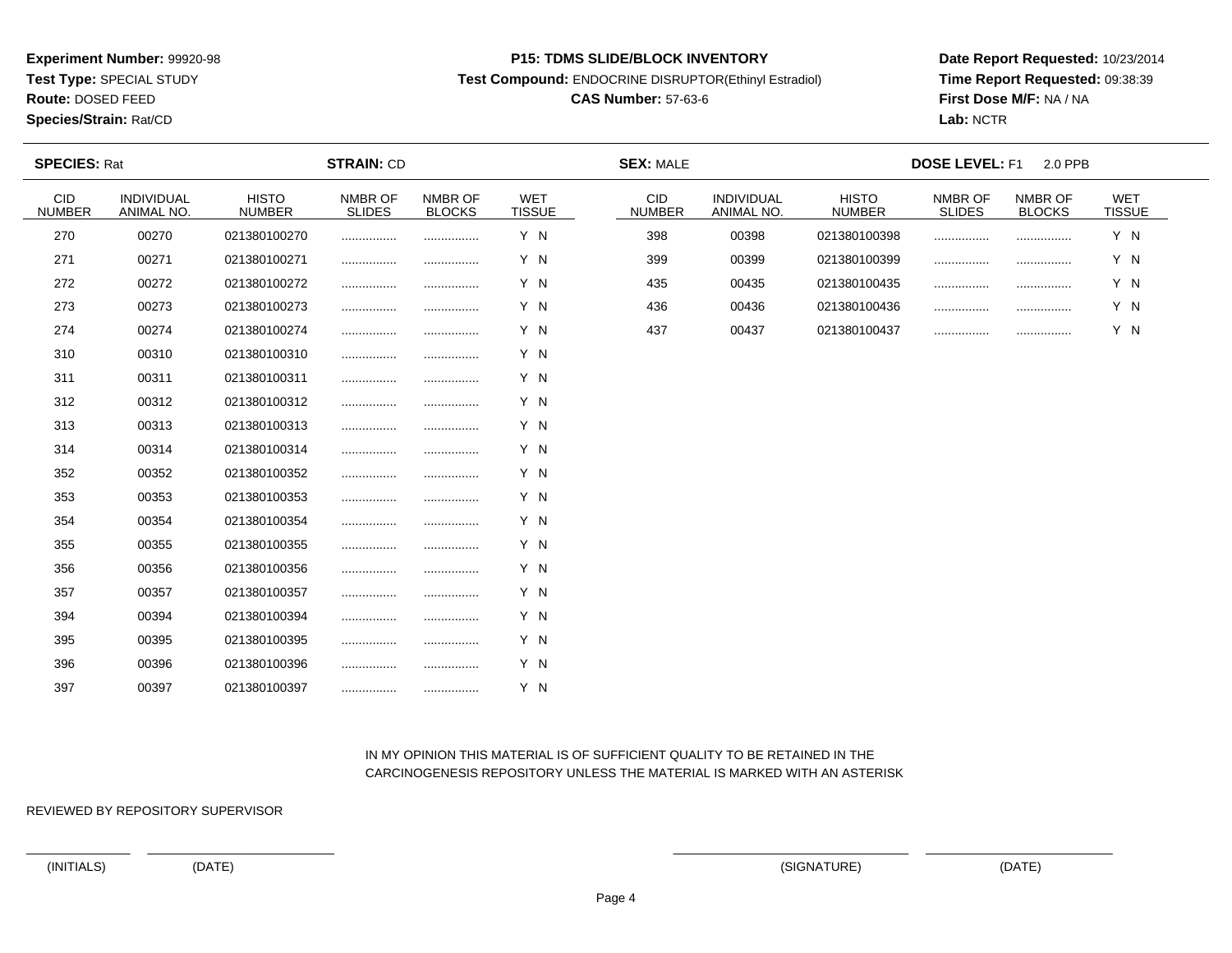**Experiment Number:** 99920-98
**Test Type:** SPECIAL STUDY
**Route:** DOSED FEED
**Species/Strain:** Rat/CD

**P15: TDMS SLIDE/BLOCK INVENTORY**
**Test Compound:** ENDOCRINE DISRUPTOR(Ethinyl Estradiol)
**CAS Number:** 57-63-6

**Date Report Requested:** 10/23/2014
**Time Report Requested:** 09:38:39
**First Dose M/F:** NA / NA
**Lab:** NCTR

**SPECIES:** Rat **STRAIN:** CD **SEX:** MALE **DOSE LEVEL:** F1 2.0 PPB

| CID NUMBER | INDIVIDUAL ANIMAL NO. | HISTO NUMBER | NMBR OF SLIDES | NMBR OF BLOCKS | WET TISSUE |
|---|---|---|---|---|---|
| 270 | 00270 | 021380100270 | ................ | ................ | Y N |
| 271 | 00271 | 021380100271 | ................ | ................ | Y N |
| 272 | 00272 | 021380100272 | ................ | ................ | Y N |
| 273 | 00273 | 021380100273 | ................ | ................ | Y N |
| 274 | 00274 | 021380100274 | ................ | ................ | Y N |
| 310 | 00310 | 021380100310 | ................ | ................ | Y N |
| 311 | 00311 | 021380100311 | ................ | ................ | Y N |
| 312 | 00312 | 021380100312 | ................ | ................ | Y N |
| 313 | 00313 | 021380100313 | ................ | ................ | Y N |
| 314 | 00314 | 021380100314 | ................ | ................ | Y N |
| 352 | 00352 | 021380100352 | ................ | ................ | Y N |
| 353 | 00353 | 021380100353 | ................ | ................ | Y N |
| 354 | 00354 | 021380100354 | ................ | ................ | Y N |
| 355 | 00355 | 021380100355 | ................ | ................ | Y N |
| 356 | 00356 | 021380100356 | ................ | ................ | Y N |
| 357 | 00357 | 021380100357 | ................ | ................ | Y N |
| 394 | 00394 | 021380100394 | ................ | ................ | Y N |
| 395 | 00395 | 021380100395 | ................ | ................ | Y N |
| 396 | 00396 | 021380100396 | ................ | ................ | Y N |
| 397 | 00397 | 021380100397 | ................ | ................ | Y N |
| 398 | 00398 | 021380100398 | ................ | ................ | Y N |
| 399 | 00399 | 021380100399 | ................ | ................ | Y N |
| 435 | 00435 | 021380100435 | ................ | ................ | Y N |
| 436 | 00436 | 021380100436 | ................ | ................ | Y N |
| 437 | 00437 | 021380100437 | ................ | ................ | Y N |

IN MY OPINION THIS MATERIAL IS OF SUFFICIENT QUALITY TO BE RETAINED IN THE CARCINOGENESIS REPOSITORY UNLESS THE MATERIAL IS MARKED WITH AN ASTERISK

REVIEWED BY REPOSITORY SUPERVISOR

(INITIALS) (DATE) (SIGNATURE) (DATE)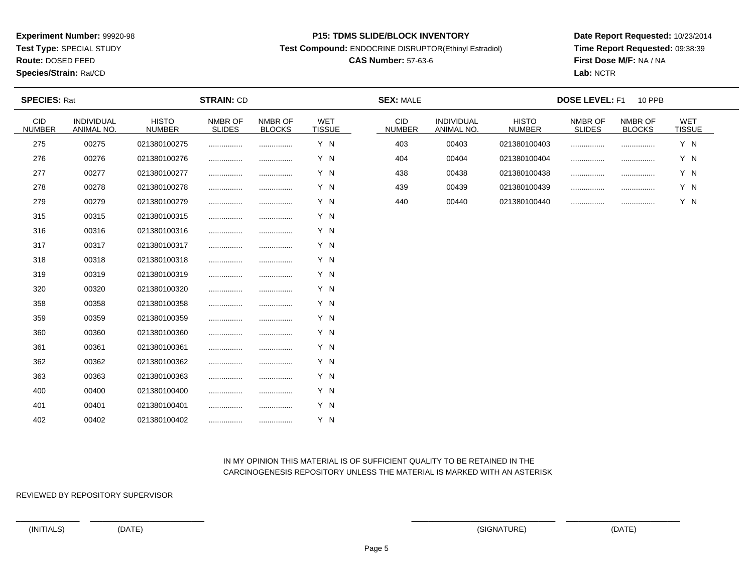**Experiment Number:** 99920-98
**Test Type:** SPECIAL STUDY
**Route:** DOSED FEED
**Species/Strain:** Rat/CD

**P15: TDMS SLIDE/BLOCK INVENTORY**
**Test Compound:** ENDOCRINE DISRUPTOR(Ethinyl Estradiol)
**CAS Number:** 57-63-6

**Date Report Requested:** 10/23/2014
**Time Report Requested:** 09:38:39
**First Dose M/F:** NA / NA
**Lab:** NCTR

**SPECIES:** Rat **STRAIN:** CD **SEX:** MALE **DOSE LEVEL:** F1 10 PPB

| CID NUMBER | INDIVIDUAL ANIMAL NO. | HISTO NUMBER | NMBR OF SLIDES | NMBR OF BLOCKS | WET TISSUE |
|---|---|---|---|---|---|
| 275 | 00275 | 021380100275 | ................ | ................ | Y N |
| 276 | 00276 | 021380100276 | ................ | ................ | Y N |
| 277 | 00277 | 021380100277 | ................ | ................ | Y N |
| 278 | 00278 | 021380100278 | ................ | ................ | Y N |
| 279 | 00279 | 021380100279 | ................ | ................ | Y N |
| 315 | 00315 | 021380100315 | ................ | ................ | Y N |
| 316 | 00316 | 021380100316 | ................ | ................ | Y N |
| 317 | 00317 | 021380100317 | ................ | ................ | Y N |
| 318 | 00318 | 021380100318 | ................ | ................ | Y N |
| 319 | 00319 | 021380100319 | ................ | ................ | Y N |
| 320 | 00320 | 021380100320 | ................ | ................ | Y N |
| 358 | 00358 | 021380100358 | ................ | ................ | Y N |
| 359 | 00359 | 021380100359 | ................ | ................ | Y N |
| 360 | 00360 | 021380100360 | ................ | ................ | Y N |
| 361 | 00361 | 021380100361 | ................ | ................ | Y N |
| 362 | 00362 | 021380100362 | ................ | ................ | Y N |
| 363 | 00363 | 021380100363 | ................ | ................ | Y N |
| 400 | 00400 | 021380100400 | ................ | ................ | Y N |
| 401 | 00401 | 021380100401 | ................ | ................ | Y N |
| 402 | 00402 | 021380100402 | ................ | ................ | Y N |
| 403 | 00403 | 021380100403 | ................ | ................ | Y N |
| 404 | 00404 | 021380100404 | ................ | ................ | Y N |
| 438 | 00438 | 021380100438 | ................ | ................ | Y N |
| 439 | 00439 | 021380100439 | ................ | ................ | Y N |
| 440 | 00440 | 021380100440 | ................ | ................ | Y N |

IN MY OPINION THIS MATERIAL IS OF SUFFICIENT QUALITY TO BE RETAINED IN THE CARCINOGENESIS REPOSITORY UNLESS THE MATERIAL IS MARKED WITH AN ASTERISK

REVIEWED BY REPOSITORY SUPERVISOR

(INITIALS) (DATE) (SIGNATURE) (DATE)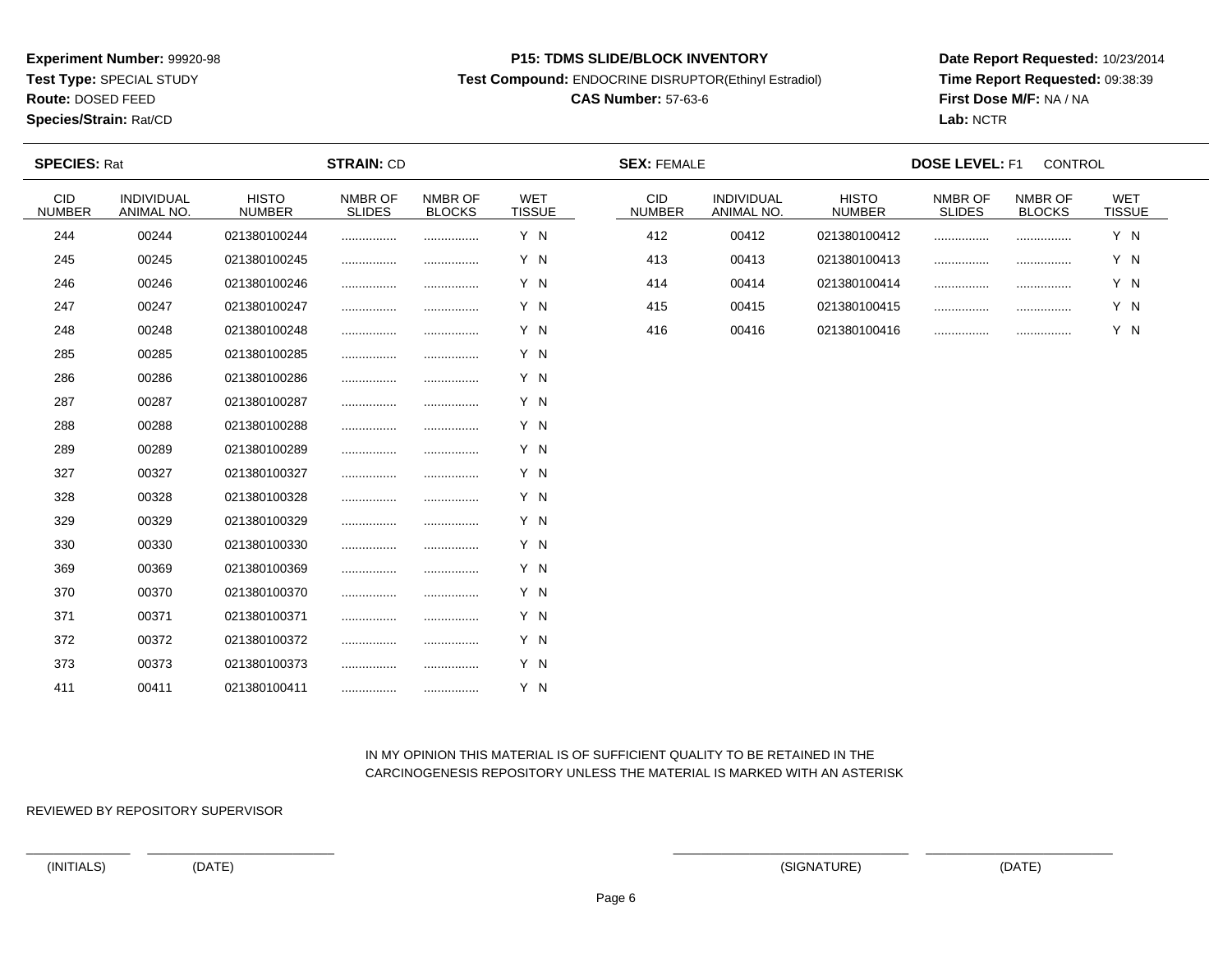**Experiment Number:** 99920-98
**Test Type:** SPECIAL STUDY
**Route:** DOSED FEED
**Species/Strain:** Rat/CD

**P15: TDMS SLIDE/BLOCK INVENTORY**
**Test Compound:** ENDOCRINE DISRUPTOR(Ethinyl Estradiol)
**CAS Number:** 57-63-6

**Date Report Requested:** 10/23/2014
**Time Report Requested:** 09:38:39
**First Dose M/F:** NA / NA
**Lab:** NCTR

**SPECIES:** Rat **STRAIN:** CD **SEX:** FEMALE **DOSE LEVEL:** F1 CONTROL

| CID NUMBER | INDIVIDUAL ANIMAL NO. | HISTO NUMBER | NMBR OF SLIDES | NMBR OF BLOCKS | WET TISSUE |
|---|---|---|---|---|---|
| 244 | 00244 | 021380100244 | ................ | ................ | Y N |
| 245 | 00245 | 021380100245 | ................ | ................ | Y N |
| 246 | 00246 | 021380100246 | ................ | ................ | Y N |
| 247 | 00247 | 021380100247 | ................ | ................ | Y N |
| 248 | 00248 | 021380100248 | ................ | ................ | Y N |
| 285 | 00285 | 021380100285 | ................ | ................ | Y N |
| 286 | 00286 | 021380100286 | ................ | ................ | Y N |
| 287 | 00287 | 021380100287 | ................ | ................ | Y N |
| 288 | 00288 | 021380100288 | ................ | ................ | Y N |
| 289 | 00289 | 021380100289 | ................ | ................ | Y N |
| 327 | 00327 | 021380100327 | ................ | ................ | Y N |
| 328 | 00328 | 021380100328 | ................ | ................ | Y N |
| 329 | 00329 | 021380100329 | ................ | ................ | Y N |
| 330 | 00330 | 021380100330 | ................ | ................ | Y N |
| 369 | 00369 | 021380100369 | ................ | ................ | Y N |
| 370 | 00370 | 021380100370 | ................ | ................ | Y N |
| 371 | 00371 | 021380100371 | ................ | ................ | Y N |
| 372 | 00372 | 021380100372 | ................ | ................ | Y N |
| 373 | 00373 | 021380100373 | ................ | ................ | Y N |
| 411 | 00411 | 021380100411 | ................ | ................ | Y N |
| 412 | 00412 | 021380100412 | ................ | ................ | Y N |
| 413 | 00413 | 021380100413 | ................ | ................ | Y N |
| 414 | 00414 | 021380100414 | ................ | ................ | Y N |
| 415 | 00415 | 021380100415 | ................ | ................ | Y N |
| 416 | 00416 | 021380100416 | ................ | ................ | Y N |

IN MY OPINION THIS MATERIAL IS OF SUFFICIENT QUALITY TO BE RETAINED IN THE CARCINOGENESIS REPOSITORY UNLESS THE MATERIAL IS MARKED WITH AN ASTERISK

REVIEWED BY REPOSITORY SUPERVISOR

(INITIALS) (DATE) (SIGNATURE) (DATE)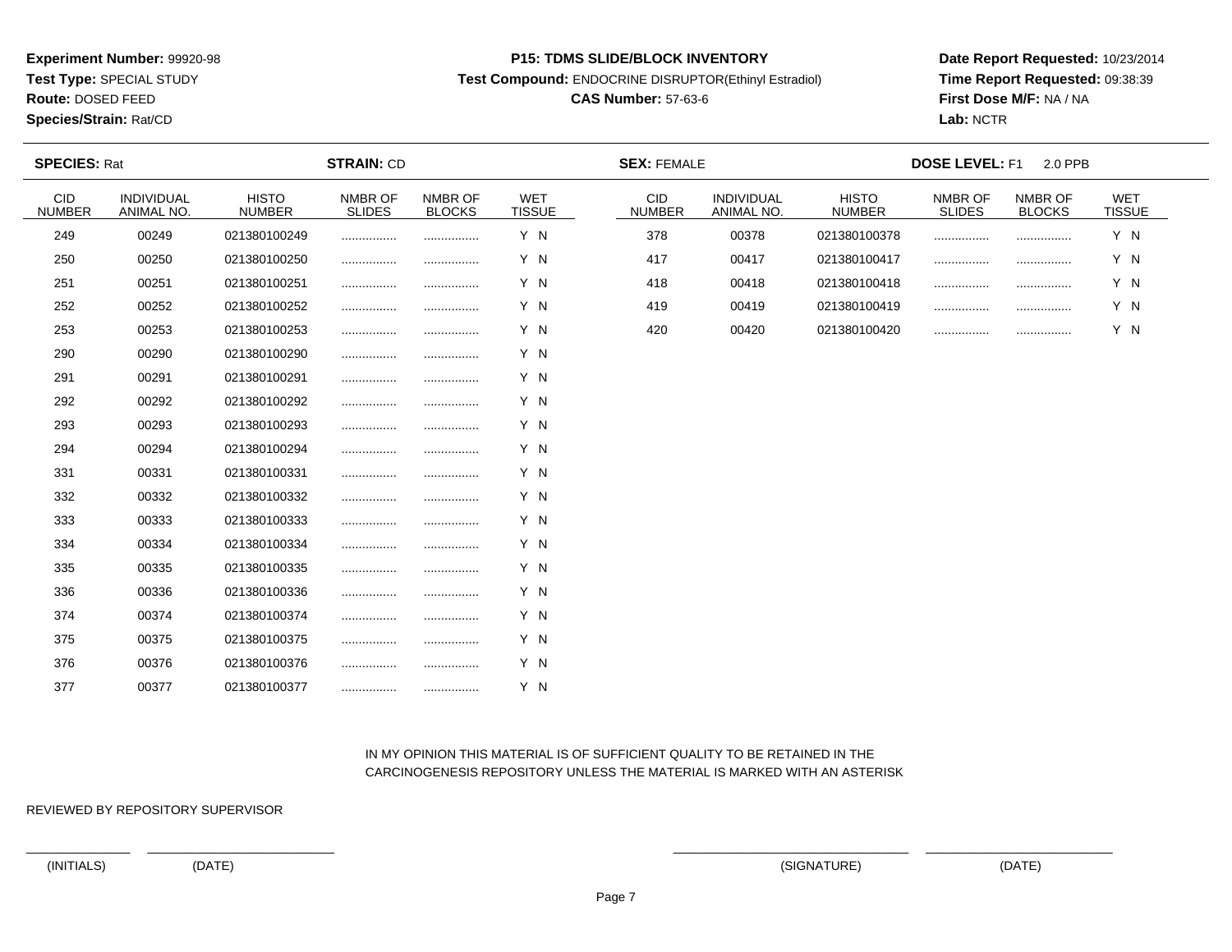**Experiment Number:** 99920-98
**Test Type:** SPECIAL STUDY
**Route:** DOSED FEED
**Species/Strain:** Rat/CD

**P15: TDMS SLIDE/BLOCK INVENTORY**
**Test Compound:** ENDOCRINE DISRUPTOR(Ethinyl Estradiol)
**CAS Number:** 57-63-6

**Date Report Requested:** 10/23/2014
**Time Report Requested:** 09:38:39
**First Dose M/F:** NA / NA
**Lab:** NCTR

**SPECIES:** Rat **STRAIN:** CD **SEX:** FEMALE **DOSE LEVEL:** F1 2.0 PPB

| CID NUMBER | INDIVIDUAL ANIMAL NO. | HISTO NUMBER | NMBR OF SLIDES | NMBR OF BLOCKS | WET TISSUE |
|---|---|---|---|---|---|
| 249 | 00249 | 021380100249 | ................ | ................ | Y N |
| 250 | 00250 | 021380100250 | ................ | ................ | Y N |
| 251 | 00251 | 021380100251 | ................ | ................ | Y N |
| 252 | 00252 | 021380100252 | ................ | ................ | Y N |
| 253 | 00253 | 021380100253 | ................ | ................ | Y N |
| 290 | 00290 | 021380100290 | ................ | ................ | Y N |
| 291 | 00291 | 021380100291 | ................ | ................ | Y N |
| 292 | 00292 | 021380100292 | ................ | ................ | Y N |
| 293 | 00293 | 021380100293 | ................ | ................ | Y N |
| 294 | 00294 | 021380100294 | ................ | ................ | Y N |
| 331 | 00331 | 021380100331 | ................ | ................ | Y N |
| 332 | 00332 | 021380100332 | ................ | ................ | Y N |
| 333 | 00333 | 021380100333 | ................ | ................ | Y N |
| 334 | 00334 | 021380100334 | ................ | ................ | Y N |
| 335 | 00335 | 021380100335 | ................ | ................ | Y N |
| 336 | 00336 | 021380100336 | ................ | ................ | Y N |
| 374 | 00374 | 021380100374 | ................ | ................ | Y N |
| 375 | 00375 | 021380100375 | ................ | ................ | Y N |
| 376 | 00376 | 021380100376 | ................ | ................ | Y N |
| 377 | 00377 | 021380100377 | ................ | ................ | Y N |
| 378 | 00378 | 021380100378 | ................ | ................ | Y N |
| 417 | 00417 | 021380100417 | ................ | ................ | Y N |
| 418 | 00418 | 021380100418 | ................ | ................ | Y N |
| 419 | 00419 | 021380100419 | ................ | ................ | Y N |
| 420 | 00420 | 021380100420 | ................ | ................ | Y N |

IN MY OPINION THIS MATERIAL IS OF SUFFICIENT QUALITY TO BE RETAINED IN THE CARCINOGENESIS REPOSITORY UNLESS THE MATERIAL IS MARKED WITH AN ASTERISK

REVIEWED BY REPOSITORY SUPERVISOR

(INITIALS) (DATE) (SIGNATURE) (DATE)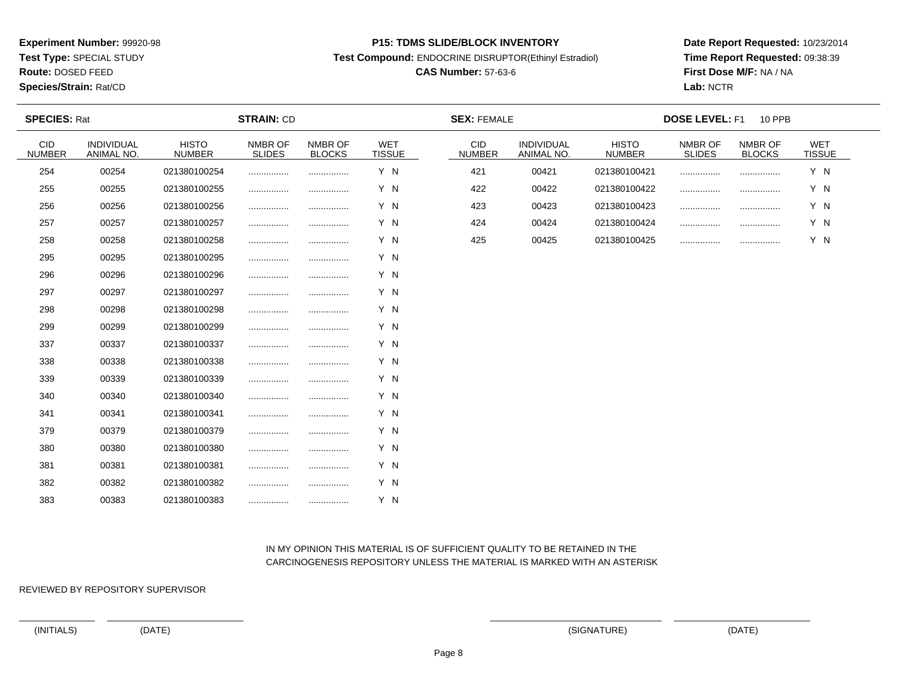**Experiment Number:** 99920-98
**Test Type:** SPECIAL STUDY
**Route:** DOSED FEED
**Species/Strain:** Rat/CD

**P15: TDMS SLIDE/BLOCK INVENTORY**
**Test Compound:** ENDOCRINE DISRUPTOR(Ethinyl Estradiol)
**CAS Number:** 57-63-6

**Date Report Requested:** 10/23/2014
**Time Report Requested:** 09:38:39
**First Dose M/F:** NA / NA
**Lab:** NCTR

**SPECIES:** Rat **STRAIN:** CD **SEX:** FEMALE **DOSE LEVEL:** F1 10 PPB

| CID NUMBER | INDIVIDUAL ANIMAL NO. | HISTO NUMBER | NMBR OF SLIDES | NMBR OF BLOCKS | WET TISSUE |
|---|---|---|---|---|---|
| 254 | 00254 | 021380100254 | ................ | ................ | Y N |
| 255 | 00255 | 021380100255 | ................ | ................ | Y N |
| 256 | 00256 | 021380100256 | ................ | ................ | Y N |
| 257 | 00257 | 021380100257 | ................ | ................ | Y N |
| 258 | 00258 | 021380100258 | ................ | ................ | Y N |
| 295 | 00295 | 021380100295 | ................ | ................ | Y N |
| 296 | 00296 | 021380100296 | ................ | ................ | Y N |
| 297 | 00297 | 021380100297 | ................ | ................ | Y N |
| 298 | 00298 | 021380100298 | ................ | ................ | Y N |
| 299 | 00299 | 021380100299 | ................ | ................ | Y N |
| 337 | 00337 | 021380100337 | ................ | ................ | Y N |
| 338 | 00338 | 021380100338 | ................ | ................ | Y N |
| 339 | 00339 | 021380100339 | ................ | ................ | Y N |
| 340 | 00340 | 021380100340 | ................ | ................ | Y N |
| 341 | 00341 | 021380100341 | ................ | ................ | Y N |
| 379 | 00379 | 021380100379 | ................ | ................ | Y N |
| 380 | 00380 | 021380100380 | ................ | ................ | Y N |
| 381 | 00381 | 021380100381 | ................ | ................ | Y N |
| 382 | 00382 | 021380100382 | ................ | ................ | Y N |
| 383 | 00383 | 021380100383 | ................ | ................ | Y N |
| 421 | 00421 | 021380100421 | ................ | ................ | Y N |
| 422 | 00422 | 021380100422 | ................ | ................ | Y N |
| 423 | 00423 | 021380100423 | ................ | ................ | Y N |
| 424 | 00424 | 021380100424 | ................ | ................ | Y N |
| 425 | 00425 | 021380100425 | ................ | ................ | Y N |

IN MY OPINION THIS MATERIAL IS OF SUFFICIENT QUALITY TO BE RETAINED IN THE CARCINOGENESIS REPOSITORY UNLESS THE MATERIAL IS MARKED WITH AN ASTERISK

REVIEWED BY REPOSITORY SUPERVISOR

(INITIALS) (DATE) (SIGNATURE) (DATE)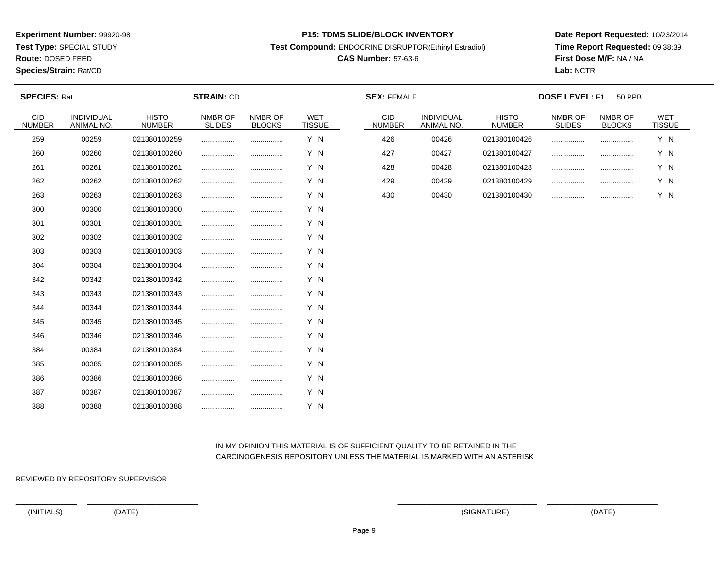**Experiment Number:** 99920-98
**Test Type:** SPECIAL STUDY
**Route:** DOSED FEED
**Species/Strain:** Rat/CD

**P15: TDMS SLIDE/BLOCK INVENTORY**
**Test Compound:** ENDOCRINE DISRUPTOR(Ethinyl Estradiol)
**CAS Number:** 57-63-6

**Date Report Requested:** 10/23/2014
**Time Report Requested:** 09:38:39
**First Dose M/F:** NA / NA
**Lab:** NCTR

**SPECIES:** Rat **STRAIN:** CD **SEX:** FEMALE **DOSE LEVEL:** F1 50 PPB

| CID NUMBER | INDIVIDUAL ANIMAL NO. | HISTO NUMBER | NMBR OF SLIDES | NMBR OF BLOCKS | WET TISSUE |
|---|---|---|---|---|---|
| 259 | 00259 | 021380100259 | ................ | ................ | Y N |
| 260 | 00260 | 021380100260 | ................ | ................ | Y N |
| 261 | 00261 | 021380100261 | ................ | ................ | Y N |
| 262 | 00262 | 021380100262 | ................ | ................ | Y N |
| 263 | 00263 | 021380100263 | ................ | ................ | Y N |
| 300 | 00300 | 021380100300 | ................ | ................ | Y N |
| 301 | 00301 | 021380100301 | ................ | ................ | Y N |
| 302 | 00302 | 021380100302 | ................ | ................ | Y N |
| 303 | 00303 | 021380100303 | ................ | ................ | Y N |
| 304 | 00304 | 021380100304 | ................ | ................ | Y N |
| 342 | 00342 | 021380100342 | ................ | ................ | Y N |
| 343 | 00343 | 021380100343 | ................ | ................ | Y N |
| 344 | 00344 | 021380100344 | ................ | ................ | Y N |
| 345 | 00345 | 021380100345 | ................ | ................ | Y N |
| 346 | 00346 | 021380100346 | ................ | ................ | Y N |
| 384 | 00384 | 021380100384 | ................ | ................ | Y N |
| 385 | 00385 | 021380100385 | ................ | ................ | Y N |
| 386 | 00386 | 021380100386 | ................ | ................ | Y N |
| 387 | 00387 | 021380100387 | ................ | ................ | Y N |
| 388 | 00388 | 021380100388 | ................ | ................ | Y N |
| 426 | 00426 | 021380100426 | ................ | ................ | Y N |
| 427 | 00427 | 021380100427 | ................ | ................ | Y N |
| 428 | 00428 | 021380100428 | ................ | ................ | Y N |
| 429 | 00429 | 021380100429 | ................ | ................ | Y N |
| 430 | 00430 | 021380100430 | ................ | ................ | Y N |

IN MY OPINION THIS MATERIAL IS OF SUFFICIENT QUALITY TO BE RETAINED IN THE CARCINOGENESIS REPOSITORY UNLESS THE MATERIAL IS MARKED WITH AN ASTERISK

REVIEWED BY REPOSITORY SUPERVISOR

(INITIALS) (DATE) (SIGNATURE) (DATE)